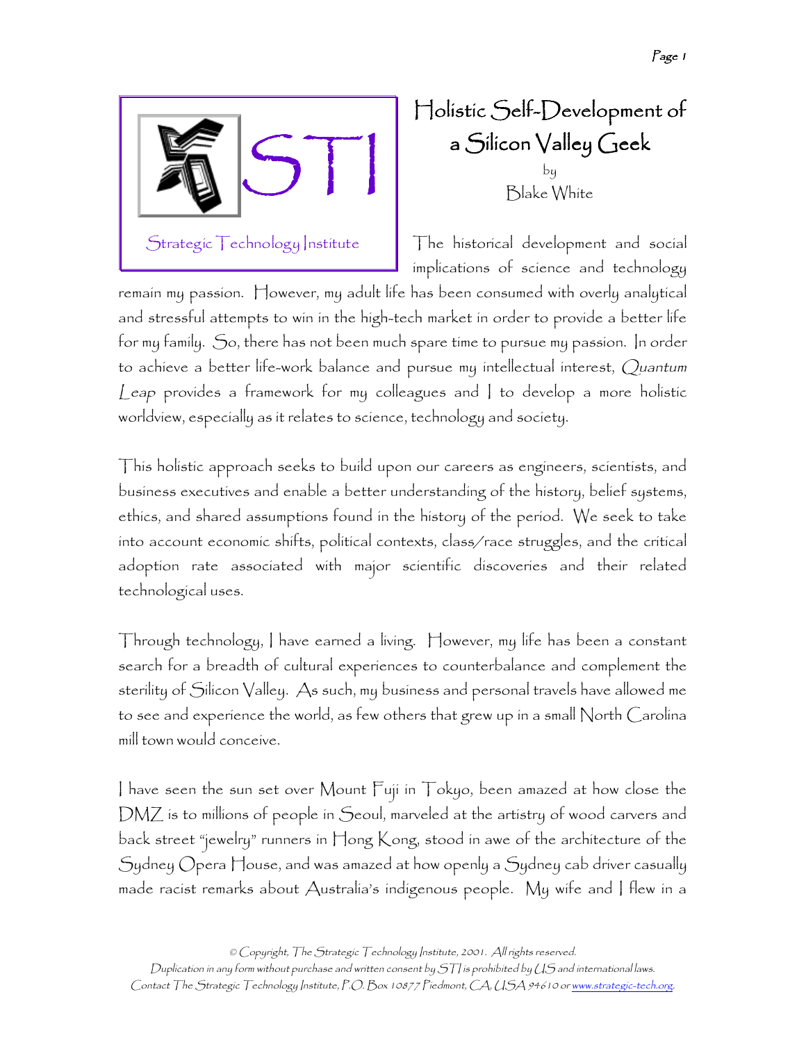STI

Strategic Technology Institute

# Holistic Self-Development of a Silicon Valley Geek

by

Blake White

The historical development and social implications of science and technology remain my passion. However, my adult life has been consumed with overly analytical and stressful attempts to win in the high-tech market in order to provide a better life for my family. So, there has not been much spare time to pursue my passion. In order to achieve a better life-work balance and pursue my intellectual interest, *Quantum Leap* provides a framework for my colleagues and I to develop a more holistic worldview, especially as it relates to science, technology and society.

This holistic approach seeks to build upon our careers as engineers, scientists, and business executives and enable a better understanding of the history, belief systems, ethics, and shared assumptions found in the history of the period. We seek to take into account economic shifts, political contexts, class/race struggles, and the critical adoption rate associated with major scientific discoveries and their related technological uses.

Through technology, I have earned a living. However, my life has been a constant search for a breadth of cultural experiences to counterbalance and complement the sterility of Silicon Valley. As such, my business and personal travels have allowed me to see and experience the world, as few others that grew up in a small North Carolina mill town would conceive.

I have seen the sun set over Mount Fuji in Tokyo, been amazed at how close the DMZ is to millions of people in Seoul, marveled at the artistry of wood carvers and back street "jewelry" runners in Hong Kong, stood in awe of the architecture of the Sydney Opera House, and was amazed at how openly a Sydney cab driver casually made racist remarks about Australia's indigenous people. My wife and I flew in a

© Copyright, The Strategic Technology Institute, 2001. All rights reserved.
Duplication in any form without purchase and written consent by STI is prohibited by US and international laws.
Contact The Strategic Technology Institute, P.O. Box 10877 Piedmont, CA, USA 94610 or www.strategic-tech.org.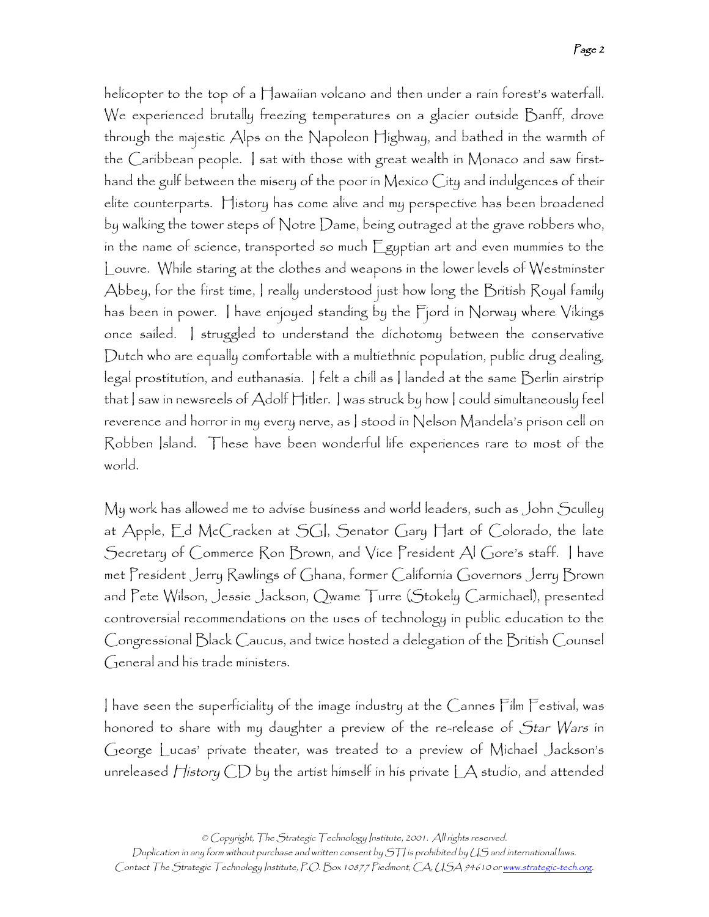helicopter to the top of a Hawaiian volcano and then under a rain forest's waterfall. We experienced brutally freezing temperatures on a glacier outside Banff, drove through the majestic Alps on the Napoleon Highway, and bathed in the warmth of the Caribbean people. I sat with those with great wealth in Monaco and saw first-hand the gulf between the misery of the poor in Mexico City and indulgences of their elite counterparts. History has come alive and my perspective has been broadened by walking the tower steps of Notre Dame, being outraged at the grave robbers who, in the name of science, transported so much Egyptian art and even mummies to the Louvre. While staring at the clothes and weapons in the lower levels of Westminster Abbey, for the first time, I really understood just how long the British Royal family has been in power. I have enjoyed standing by the Fjord in Norway where Vikings once sailed. I struggled to understand the dichotomy between the conservative Dutch who are equally comfortable with a multiethnic population, public drug dealing, legal prostitution, and euthanasia. I felt a chill as I landed at the same Berlin airstrip that I saw in newsreels of Adolf Hitler. I was struck by how I could simultaneously feel reverence and horror in my every nerve, as I stood in Nelson Mandela's prison cell on Robben Island. These have been wonderful life experiences rare to most of the world.

My work has allowed me to advise business and world leaders, such as John Sculley at Apple, Ed McCracken at SGI, Senator Gary Hart of Colorado, the late Secretary of Commerce Ron Brown, and Vice President Al Gore's staff. I have met President Jerry Rawlings of Ghana, former California Governors Jerry Brown and Pete Wilson, Jessie Jackson, Qwame Turre (Stokely Carmichael), presented controversial recommendations on the uses of technology in public education to the Congressional Black Caucus, and twice hosted a delegation of the British Counsel General and his trade ministers.

I have seen the superficiality of the image industry at the Cannes Film Festival, was honored to share with my daughter a preview of the re-release of *Star Wars* in George Lucas' private theater, was treated to a preview of Michael Jackson's unreleased *History* CD by the artist himself in his private LA studio, and attended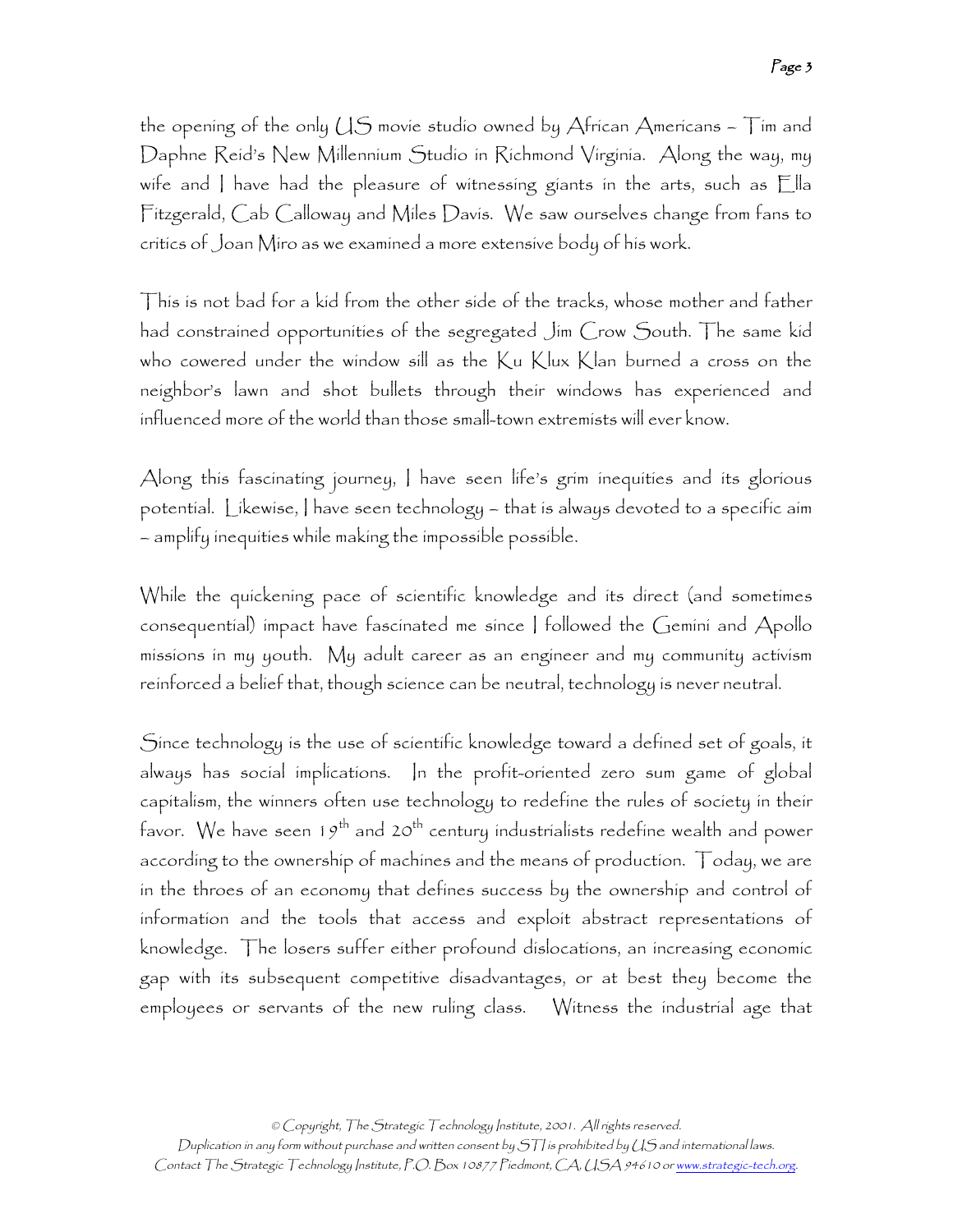the opening of the only US movie studio owned by African Americans – Tim and Daphne Reid's New Millennium Studio in Richmond Virginia. Along the way, my wife and I have had the pleasure of witnessing giants in the arts, such as Ella Fitzgerald, Cab Calloway and Miles Davis. We saw ourselves change from fans to critics of Joan Miro as we examined a more extensive body of his work.

This is not bad for a kid from the other side of the tracks, whose mother and father had constrained opportunities of the segregated Jim Crow South. The same kid who cowered under the window sill as the Ku Klux Klan burned a cross on the neighbor's lawn and shot bullets through their windows has experienced and influenced more of the world than those small-town extremists will ever know.

Along this fascinating journey, I have seen life's grim inequities and its glorious potential. Likewise, I have seen technology – that is always devoted to a specific aim – amplify inequities while making the impossible possible.

While the quickening pace of scientific knowledge and its direct (and sometimes consequential) impact have fascinated me since I followed the Gemini and Apollo missions in my youth. My adult career as an engineer and my community activism reinforced a belief that, though science can be neutral, technology is never neutral.

Since technology is the use of scientific knowledge toward a defined set of goals, it always has social implications. In the profit-oriented zero sum game of global capitalism, the winners often use technology to redefine the rules of society in their favor. We have seen 19th and 20th century industrialists redefine wealth and power according to the ownership of machines and the means of production. Today, we are in the throes of an economy that defines success by the ownership and control of information and the tools that access and exploit abstract representations of knowledge. The losers suffer either profound dislocations, an increasing economic gap with its subsequent competitive disadvantages, or at best they become the employees or servants of the new ruling class. Witness the industrial age that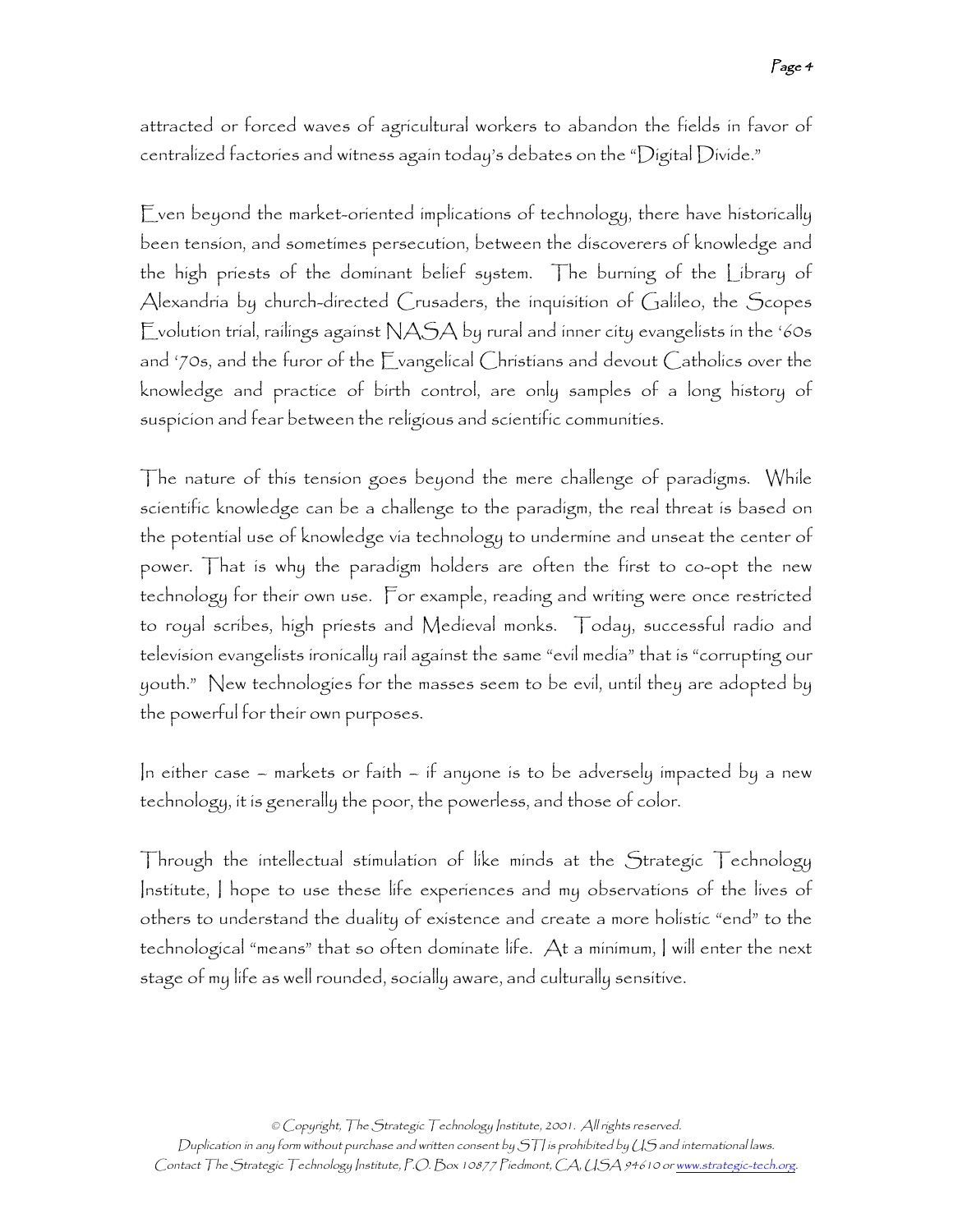attracted or forced waves of agricultural workers to abandon the fields in favor of centralized factories and witness again today's debates on the "Digital Divide."

Even beyond the market-oriented implications of technology, there have historically been tension, and sometimes persecution, between the discoverers of knowledge and the high priests of the dominant belief system. The burning of the Library of Alexandria by church-directed Crusaders, the inquisition of Galileo, the Scopes Evolution trial, railings against NASA by rural and inner city evangelists in the '60s and '70s, and the furor of the Evangelical Christians and devout Catholics over the knowledge and practice of birth control, are only samples of a long history of suspicion and fear between the religious and scientific communities.

The nature of this tension goes beyond the mere challenge of paradigms. While scientific knowledge can be a challenge to the paradigm, the real threat is based on the potential use of knowledge via technology to undermine and unseat the center of power. That is why the paradigm holders are often the first to co-opt the new technology for their own use. For example, reading and writing were once restricted to royal scribes, high priests and Medieval monks. Today, successful radio and television evangelists ironically rail against the same "evil media" that is "corrupting our youth." New technologies for the masses seem to be evil, until they are adopted by the powerful for their own purposes.

In either case – markets or faith – if anyone is to be adversely impacted by a new technology, it is generally the poor, the powerless, and those of color.

Through the intellectual stimulation of like minds at the Strategic Technology Institute, I hope to use these life experiences and my observations of the lives of others to understand the duality of existence and create a more holistic "end" to the technological "means" that so often dominate life. At a minimum, I will enter the next stage of my life as well rounded, socially aware, and culturally sensitive.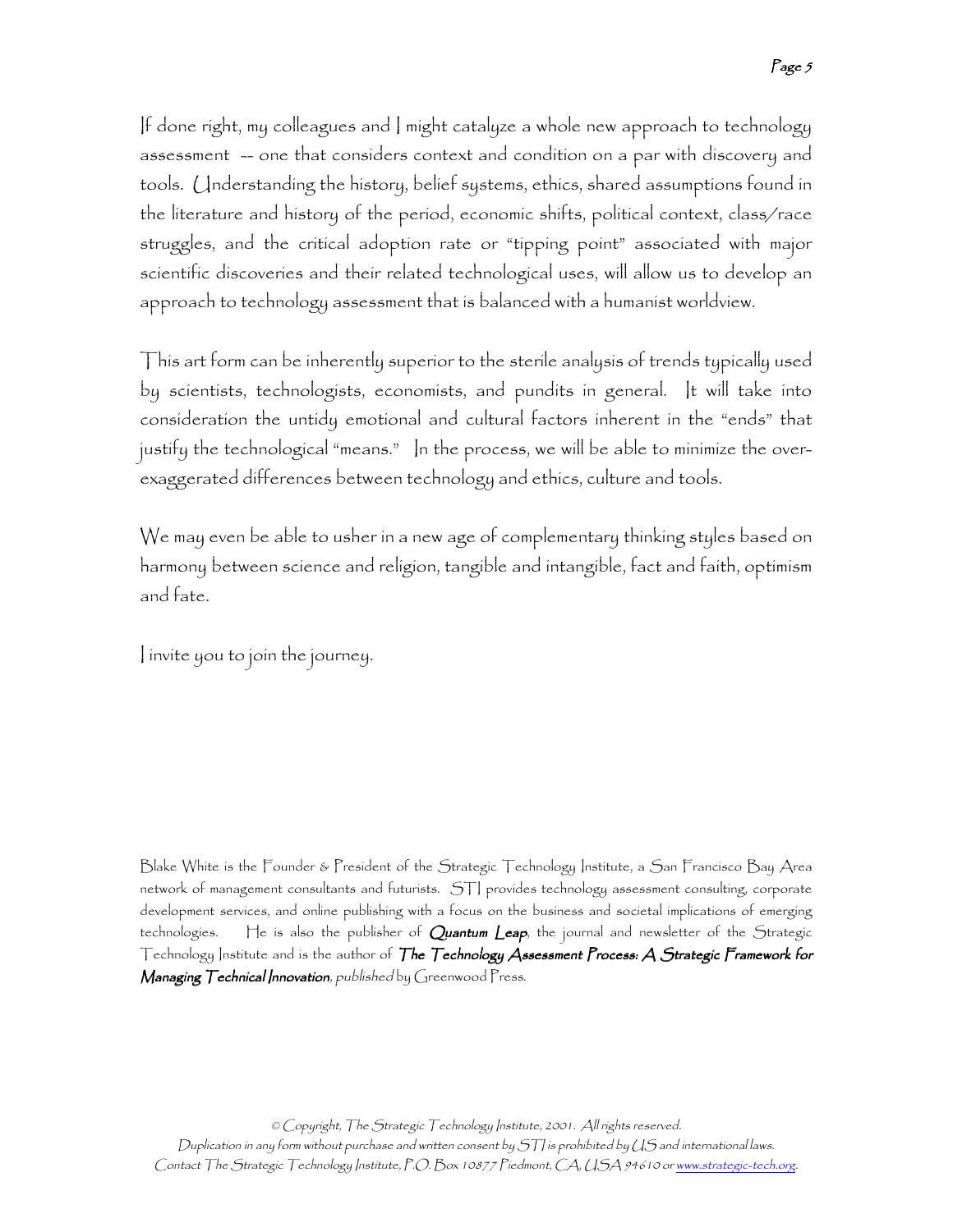If done right, my colleagues and I might catalyze a whole new approach to technology assessment -- one that considers context and condition on a par with discovery and tools. Understanding the history, belief systems, ethics, shared assumptions found in the literature and history of the period, economic shifts, political context, class/race struggles, and the critical adoption rate or "tipping point" associated with major scientific discoveries and their related technological uses, will allow us to develop an approach to technology assessment that is balanced with a humanist worldview.

This art form can be inherently superior to the sterile analysis of trends typically used by scientists, technologists, economists, and pundits in general. It will take into consideration the untidy emotional and cultural factors inherent in the "ends" that justify the technological "means." In the process, we will be able to minimize the over-exaggerated differences between technology and ethics, culture and tools.

We may even be able to usher in a new age of complementary thinking styles based on harmony between science and religion, tangible and intangible, fact and faith, optimism and fate.

I invite you to join the journey.

Blake White is the Founder & President of the Strategic Technology Institute, a San Francisco Bay Area network of management consultants and futurists. STI provides technology assessment consulting, corporate development services, and online publishing with a focus on the business and societal implications of emerging technologies. He is also the publisher of ***Quantum Leap***, the journal and newsletter of the Strategic Technology Institute and is the author of ***The Technology Assessment Process: A Strategic Framework for Managing Technical Innovation***, *published* by Greenwood Press.

*© Copyright, The Strategic Technology Institute, 2001. All rights reserved.*
*Duplication in any form without purchase and written consent by STI is prohibited by US and international laws.*
*Contact The Strategic Technology Institute, P.O. Box 10877 Piedmont, CA, USA 94610 or www.strategic-tech.org.*